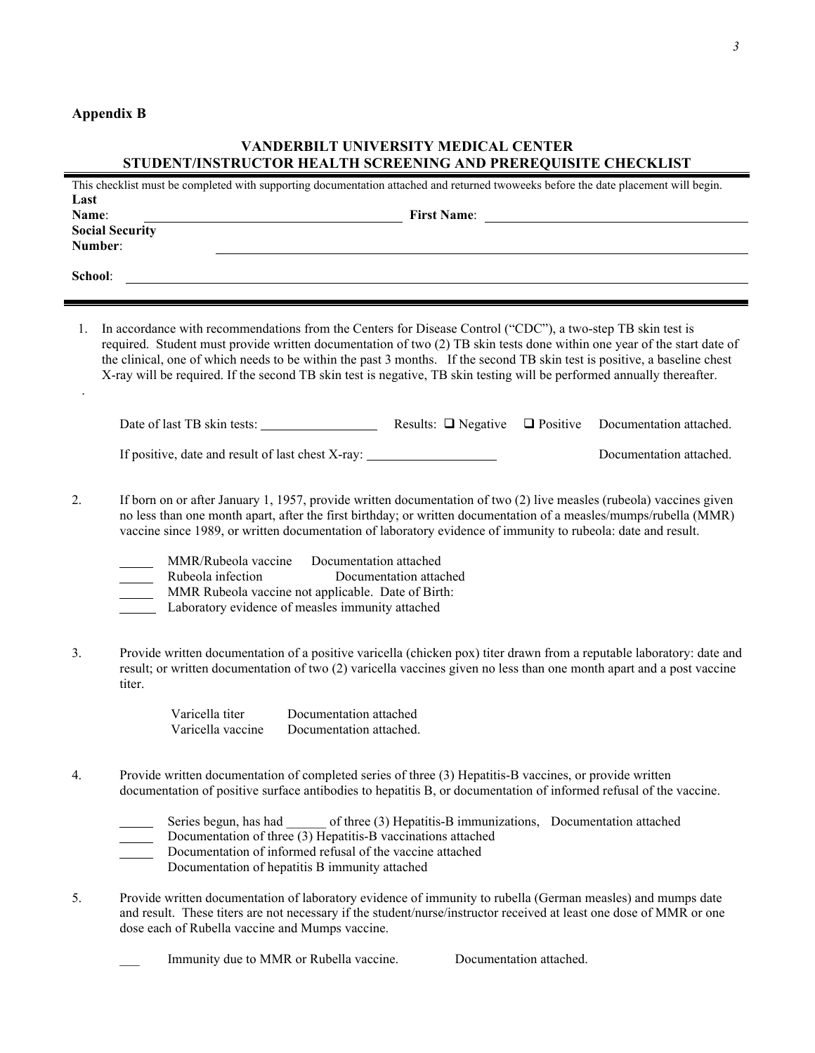**Appendix B**

## VANDERBILT UNIVERSITY MEDICAL CENTER
## STUDENT/INSTRUCTOR HEALTH SCREENING AND PREREQUISITE CHECKLIST

This checklist must be completed with supporting documentation attached and returned twoweeks before the date placement will begin.

**Last Name**: ______________________ **First Name**: ______________________

**Social Security Number**: ______________________

**School**: ______________________

1. In accordance with recommendations from the Centers for Disease Control ("CDC"), a two-step TB skin test is required. Student must provide written documentation of two (2) TB skin tests done within one year of the start date of the clinical, one of which needs to be within the past 3 months. If the second TB skin test is positive, a baseline chest X-ray will be required. If the second TB skin test is negative, TB skin testing will be performed annually thereafter.

   Date of last TB skin tests: ____________ Results: ☐ Negative ☐ Positive Documentation attached.

   If positive, date and result of last chest X-ray: ____________ Documentation attached.

2. If born on or after January 1, 1957, provide written documentation of two (2) live measles (rubeola) vaccines given no less than one month apart, after the first birthday; or written documentation of a measles/mumps/rubella (MMR) vaccine since 1989, or written documentation of laboratory evidence of immunity to rubeola: date and result.

   _____ MMR/Rubeola vaccine Documentation attached
   _____ Rubeola infection Documentation attached
   _____ MMR Rubeola vaccine not applicable. Date of Birth:
   _____ Laboratory evidence of measles immunity attached

3. Provide written documentation of a positive varicella (chicken pox) titer drawn from a reputable laboratory: date and result; or written documentation of two (2) varicella vaccines given no less than one month apart and a post vaccine titer.

   Varicella titer Documentation attached
   Varicella vaccine Documentation attached.

4. Provide written documentation of completed series of three (3) Hepatitis-B vaccines, or provide written documentation of positive surface antibodies to hepatitis B, or documentation of informed refusal of the vaccine.

   _____ Series begun, has had ______ of three (3) Hepatitis-B immunizations, Documentation attached
   _____ Documentation of three (3) Hepatitis-B vaccinations attached
   _____ Documentation of informed refusal of the vaccine attached
   Documentation of hepatitis B immunity attached

5. Provide written documentation of laboratory evidence of immunity to rubella (German measles) and mumps date and result. These titers are not necessary if the student/nurse/instructor received at least one dose of MMR or one dose each of Rubella vaccine and Mumps vaccine.

   ___ Immunity due to MMR or Rubella vaccine. Documentation attached.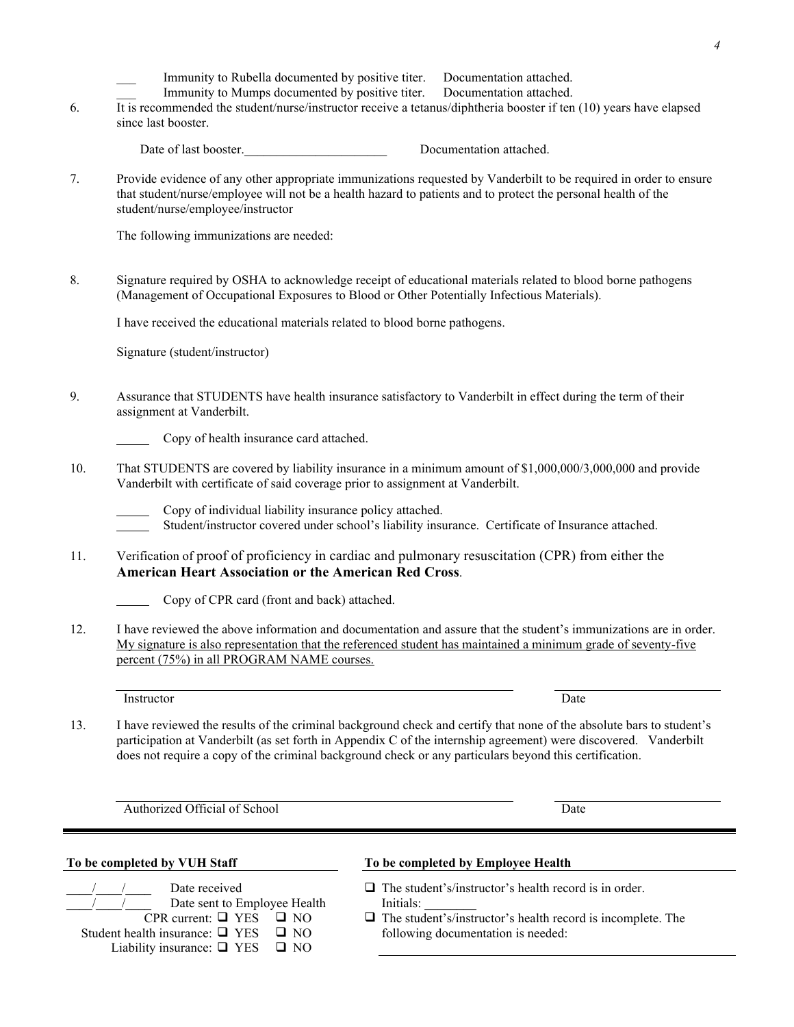___ Immunity to Rubella documented by positive titer. Documentation attached.

___ Immunity to Mumps documented by positive titer. Documentation attached.

6. It is recommended the student/nurse/instructor receive a tetanus/diphtheria booster if ten (10) years have elapsed since last booster.

   Date of last booster.______________________ Documentation attached.

7. Provide evidence of any other appropriate immunizations requested by Vanderbilt to be required in order to ensure that student/nurse/employee will not be a health hazard to patients and to protect the personal health of the student/nurse/employee/instructor

   The following immunizations are needed:

8. Signature required by OSHA to acknowledge receipt of educational materials related to blood borne pathogens (Management of Occupational Exposures to Blood or Other Potentially Infectious Materials).

   I have received the educational materials related to blood borne pathogens.

   Signature (student/instructor)

9. Assurance that STUDENTS have health insurance satisfactory to Vanderbilt in effect during the term of their assignment at Vanderbilt.

   _____ Copy of health insurance card attached.

10. That STUDENTS are covered by liability insurance in a minimum amount of $1,000,000/3,000,000 and provide Vanderbilt with certificate of said coverage prior to assignment at Vanderbilt.

    _____ Copy of individual liability insurance policy attached.
    
    _____ Student/instructor covered under school's liability insurance. Certificate of Insurance attached.

11. Verification of proof of proficiency in cardiac and pulmonary resuscitation (CPR) from either the **American Heart Association or the American Red Cross**.

    _____ Copy of CPR card (front and back) attached.

12. I have reviewed the above information and documentation and assure that the student's immunizations are in order. My signature is also representation that the referenced student has maintained a minimum grade of seventy-five percent (75%) in all PROGRAM NAME courses.

    ____________________________________ ________________
    
    Instructor Date

13. I have reviewed the results of the criminal background check and certify that none of the absolute bars to student's participation at Vanderbilt (as set forth in Appendix C of the internship agreement) were discovered. Vanderbilt does not require a copy of the criminal background check or any particulars beyond this certification.

    ____________________________________ ________________
    
    Authorized Official of School Date

---

**To be completed by VUH Staff**

____/____/____ Date received

____/____/____ Date sent to Employee Health

CPR current: ☐ YES ☐ NO

Student health insurance: ☐ YES ☐ NO

Liability insurance: ☐ YES ☐ NO

**To be completed by Employee Health**

☐ The student's/instructor's health record is in order. Initials: ________

☐ The student's/instructor's health record is incomplete. The following documentation is needed:

________________________________________